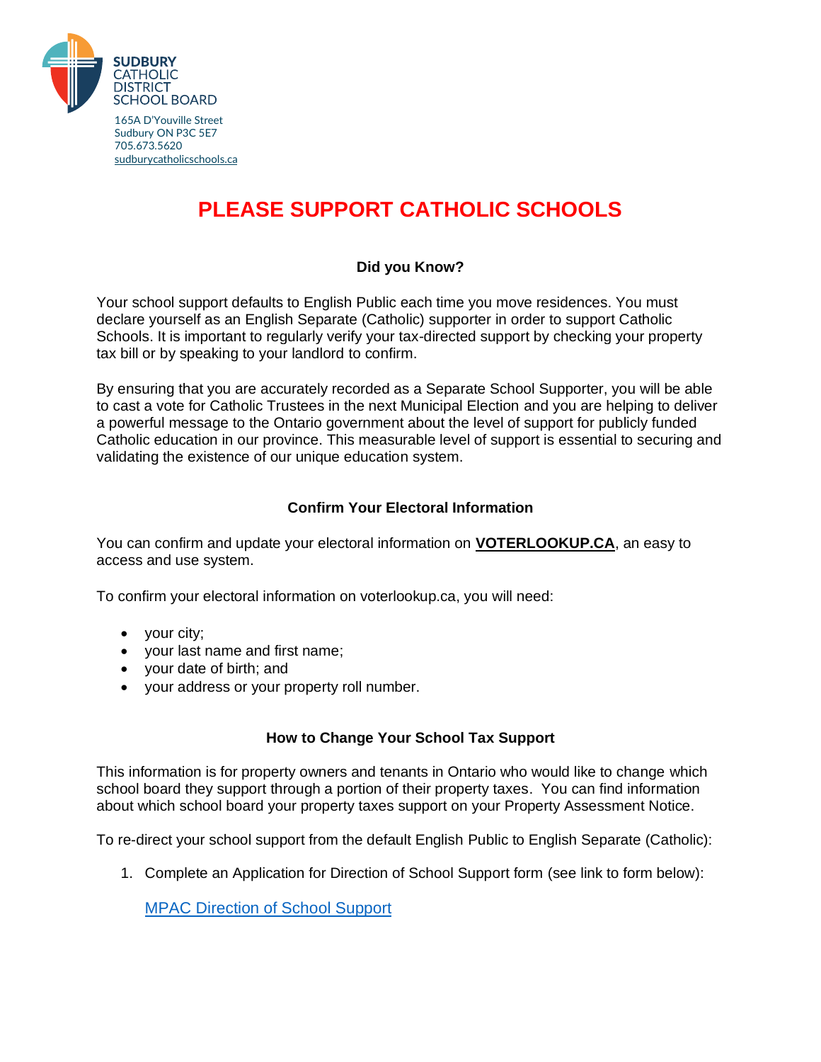SUDBURY CATHOLIC DISTRICT SCHOOL BOARD

165A D'Youville Street
Sudbury ON P3C 5E7
705.673.5620
sudburycatholicschools.ca

# PLEASE SUPPORT CATHOLIC SCHOOLS

### Did you Know?

Your school support defaults to English Public each time you move residences. You must declare yourself as an English Separate (Catholic) supporter in order to support Catholic Schools. It is important to regularly verify your tax-directed support by checking your property tax bill or by speaking to your landlord to confirm.

By ensuring that you are accurately recorded as a Separate School Supporter, you will be able to cast a vote for Catholic Trustees in the next Municipal Election and you are helping to deliver a powerful message to the Ontario government about the level of support for publicly funded Catholic education in our province. This measurable level of support is essential to securing and validating the existence of our unique education system.

### Confirm Your Electoral Information

You can confirm and update your electoral information on **VOTERLOOKUP.CA**, an easy to access and use system.

To confirm your electoral information on voterlookup.ca, you will need:

- your city;
- your last name and first name;
- your date of birth; and
- your address or your property roll number.

### How to Change Your School Tax Support

This information is for property owners and tenants in Ontario who would like to change which school board they support through a portion of their property taxes. You can find information about which school board your property taxes support on your Property Assessment Notice.

To re-direct your school support from the default English Public to English Separate (Catholic):

1. Complete an Application for Direction of School Support form (see link to form below):

   MPAC Direction of School Support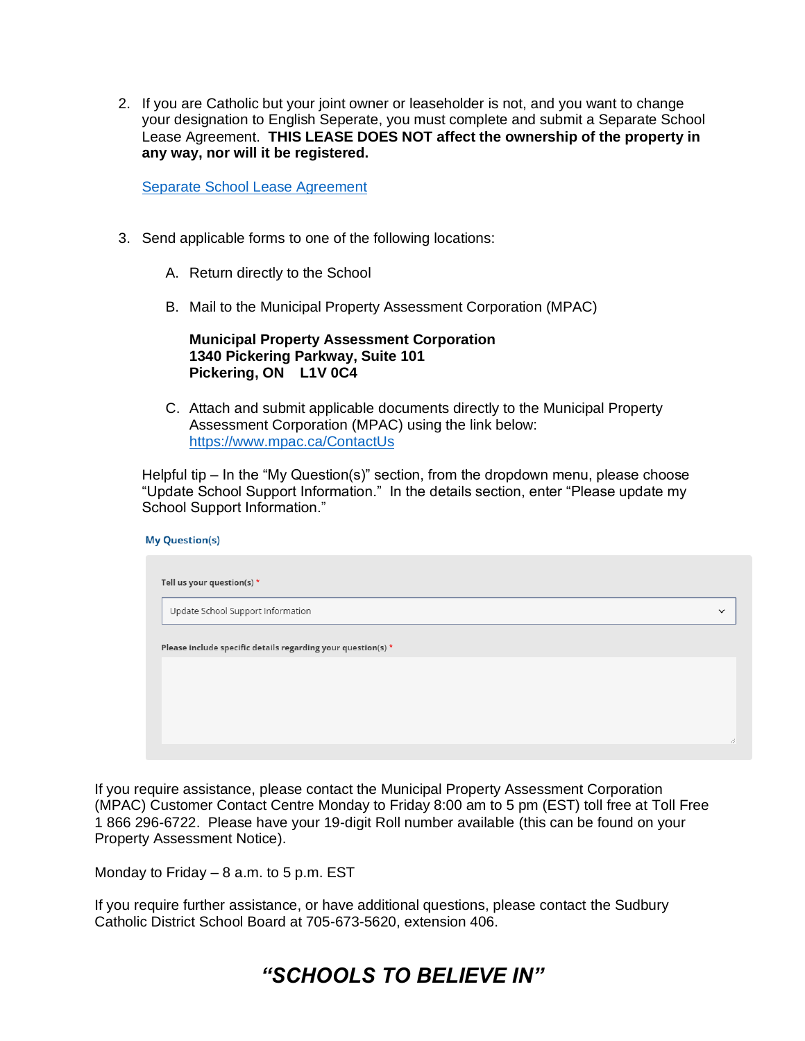2. If you are Catholic but your joint owner or leaseholder is not, and you want to change your designation to English Seperate, you must complete and submit a Separate School Lease Agreement. **THIS LEASE DOES NOT affect the ownership of the property in any way, nor will it be registered.**

   [Separate School Lease Agreement]

3. Send applicable forms to one of the following locations:

   A. Return directly to the School

   B. Mail to the Municipal Property Assessment Corporation (MPAC)

      **Municipal Property Assessment Corporation**
      **1340 Pickering Parkway, Suite 101**
      **Pickering, ON L1V 0C4**

   C. Attach and submit applicable documents directly to the Municipal Property Assessment Corporation (MPAC) using the link below:
      https://www.mpac.ca/ContactUs

   Helpful tip – In the "My Question(s)" section, from the dropdown menu, please choose "Update School Support Information." In the details section, enter "Please update my School Support Information."

   **My Question(s)**

   Tell us your question(s) *

   Update School Support Information

   Please include specific details regarding your question(s) *

If you require assistance, please contact the Municipal Property Assessment Corporation (MPAC) Customer Contact Centre Monday to Friday 8:00 am to 5 pm (EST) toll free at Toll Free 1 866 296-6722. Please have your 19-digit Roll number available (this can be found on your Property Assessment Notice).

Monday to Friday – 8 a.m. to 5 p.m. EST

If you require further assistance, or have additional questions, please contact the Sudbury Catholic District School Board at 705-673-5620, extension 406.

***"SCHOOLS TO BELIEVE IN"***